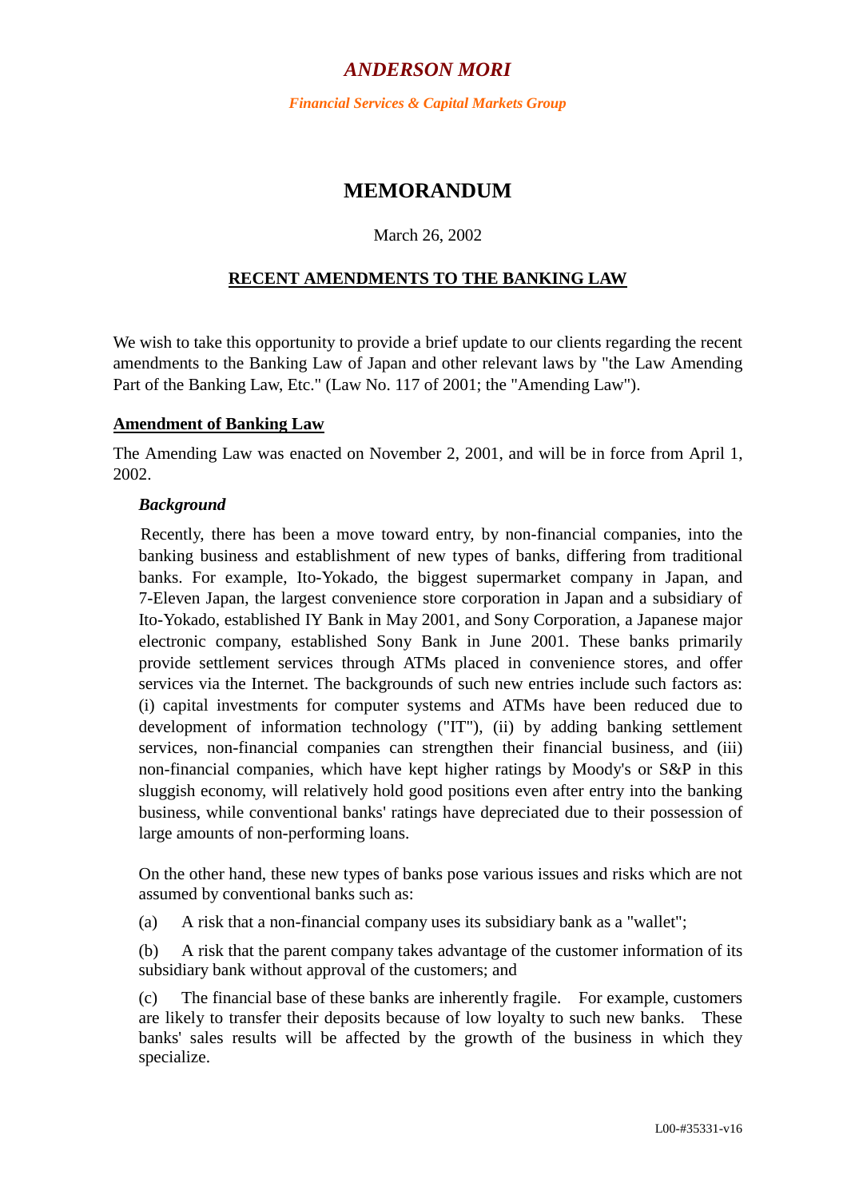# ANDERSON MORI

*Financial Services & Capital Markets Group*

## MEMORANDUM

March 26, 2002

**RECENT AMENDMENTS TO THE BANKING LAW**

We wish to take this opportunity to provide a brief update to our clients regarding the recent amendments to the Banking Law of Japan and other relevant laws by "the Law Amending Part of the Banking Law, Etc." (Law No. 117 of 2001; the "Amending Law").

### Amendment of Banking Law

The Amending Law was enacted on November 2, 2001, and will be in force from April 1, 2002.

#### *Background*

Recently, there has been a move toward entry, by non-financial companies, into the banking business and establishment of new types of banks, differing from traditional banks. For example, Ito-Yokado, the biggest supermarket company in Japan, and 7-Eleven Japan, the largest convenience store corporation in Japan and a subsidiary of Ito-Yokado, established IY Bank in May 2001, and Sony Corporation, a Japanese major electronic company, established Sony Bank in June 2001. These banks primarily provide settlement services through ATMs placed in convenience stores, and offer services via the Internet. The backgrounds of such new entries include such factors as: (i) capital investments for computer systems and ATMs have been reduced due to development of information technology ("IT"), (ii) by adding banking settlement services, non-financial companies can strengthen their financial business, and (iii) non-financial companies, which have kept higher ratings by Moody's or S&P in this sluggish economy, will relatively hold good positions even after entry into the banking business, while conventional banks' ratings have depreciated due to their possession of large amounts of non-performing loans.

On the other hand, these new types of banks pose various issues and risks which are not assumed by conventional banks such as:

(a) A risk that a non-financial company uses its subsidiary bank as a "wallet";

(b) A risk that the parent company takes advantage of the customer information of its subsidiary bank without approval of the customers; and

(c) The financial base of these banks are inherently fragile. For example, customers are likely to transfer their deposits because of low loyalty to such new banks. These banks' sales results will be affected by the growth of the business in which they specialize.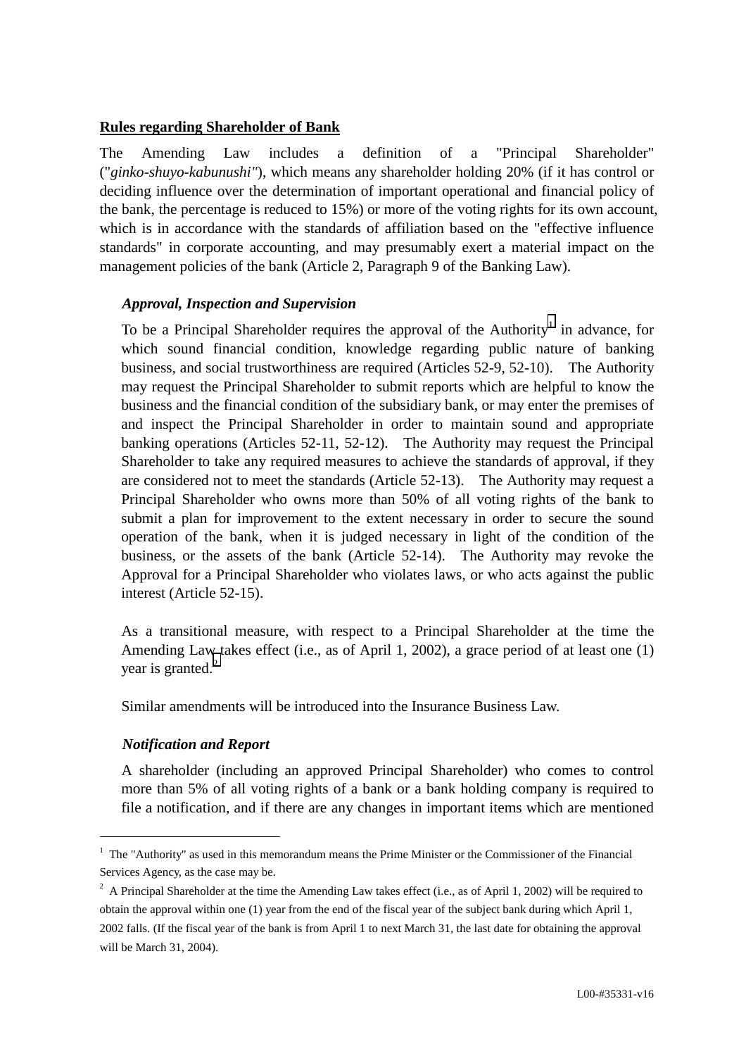**Rules regarding Shareholder of Bank**

The Amending Law includes a definition of a "Principal Shareholder" ("*ginko-shuyo-kabunushi"*), which means any shareholder holding 20% (if it has control or deciding influence over the determination of important operational and financial policy of the bank, the percentage is reduced to 15%) or more of the voting rights for its own account, which is in accordance with the standards of affiliation based on the "effective influence standards" in corporate accounting, and may presumably exert a material impact on the management policies of the bank (Article 2, Paragraph 9 of the Banking Law).

***Approval, Inspection and Supervision***

To be a Principal Shareholder requires the approval of the Authority[1] in advance, for which sound financial condition, knowledge regarding public nature of banking business, and social trustworthiness are required (Articles 52-9, 52-10). The Authority may request the Principal Shareholder to submit reports which are helpful to know the business and the financial condition of the subsidiary bank, or may enter the premises of and inspect the Principal Shareholder in order to maintain sound and appropriate banking operations (Articles 52-11, 52-12). The Authority may request the Principal Shareholder to take any required measures to achieve the standards of approval, if they are considered not to meet the standards (Article 52-13). The Authority may request a Principal Shareholder who owns more than 50% of all voting rights of the bank to submit a plan for improvement to the extent necessary in order to secure the sound operation of the bank, when it is judged necessary in light of the condition of the business, or the assets of the bank (Article 52-14). The Authority may revoke the Approval for a Principal Shareholder who violates laws, or who acts against the public interest (Article 52-15).

As a transitional measure, with respect to a Principal Shareholder at the time the Amending Law takes effect (i.e., as of April 1, 2002), a grace period of at least one (1) year is granted.[2]

Similar amendments will be introduced into the Insurance Business Law.

***Notification and Report***

A shareholder (including an approved Principal Shareholder) who comes to control more than 5% of all voting rights of a bank or a bank holding company is required to file a notification, and if there are any changes in important items which are mentioned

---

[1] The "Authority" as used in this memorandum means the Prime Minister or the Commissioner of the Financial Services Agency, as the case may be.

[2] A Principal Shareholder at the time the Amending Law takes effect (i.e., as of April 1, 2002) will be required to obtain the approval within one (1) year from the end of the fiscal year of the subject bank during which April 1, 2002 falls. (If the fiscal year of the bank is from April 1 to next March 31, the last date for obtaining the approval will be March 31, 2004).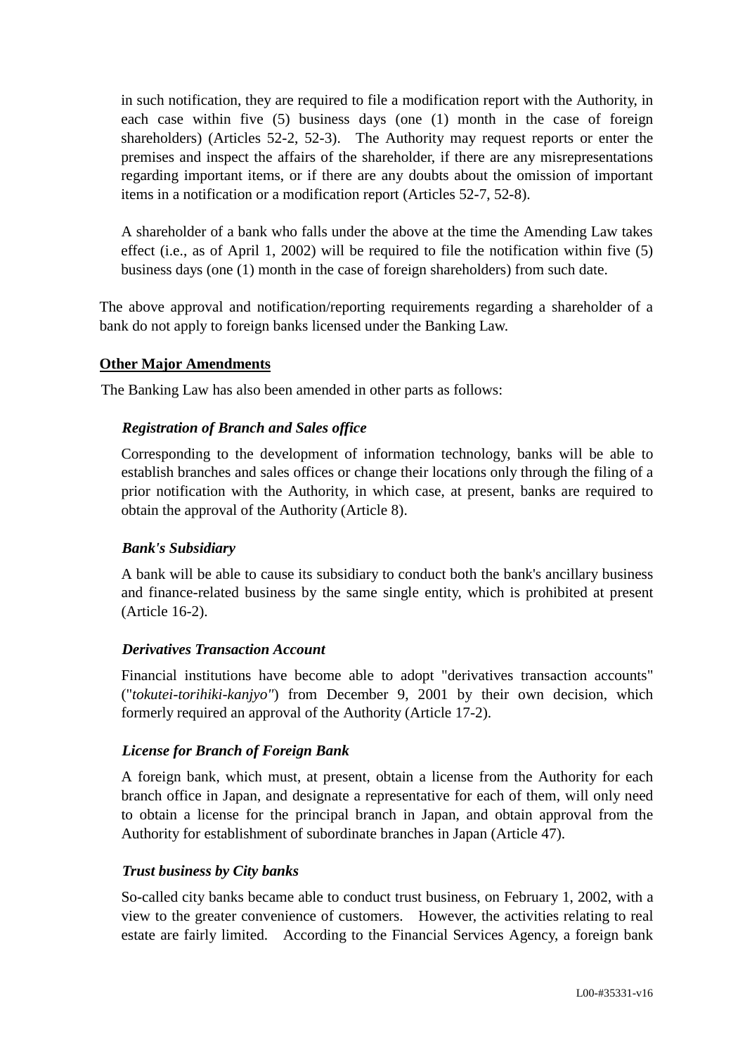in such notification, they are required to file a modification report with the Authority, in each case within five (5) business days (one (1) month in the case of foreign shareholders) (Articles 52-2, 52-3). The Authority may request reports or enter the premises and inspect the affairs of the shareholder, if there are any misrepresentations regarding important items, or if there are any doubts about the omission of important items in a notification or a modification report (Articles 52-7, 52-8).

A shareholder of a bank who falls under the above at the time the Amending Law takes effect (i.e., as of April 1, 2002) will be required to file the notification within five (5) business days (one (1) month in the case of foreign shareholders) from such date.

The above approval and notification/reporting requirements regarding a shareholder of a bank do not apply to foreign banks licensed under the Banking Law.

**Other Major Amendments**

The Banking Law has also been amended in other parts as follows:

***Registration of Branch and Sales office***

Corresponding to the development of information technology, banks will be able to establish branches and sales offices or change their locations only through the filing of a prior notification with the Authority, in which case, at present, banks are required to obtain the approval of the Authority (Article 8).

***Bank's Subsidiary***

A bank will be able to cause its subsidiary to conduct both the bank's ancillary business and finance-related business by the same single entity, which is prohibited at present (Article 16-2).

***Derivatives Transaction Account***

Financial institutions have become able to adopt "derivatives transaction accounts" ("*tokutei-torihiki-kanjyo"*) from December 9, 2001 by their own decision, which formerly required an approval of the Authority (Article 17-2).

***License for Branch of Foreign Bank***

A foreign bank, which must, at present, obtain a license from the Authority for each branch office in Japan, and designate a representative for each of them, will only need to obtain a license for the principal branch in Japan, and obtain approval from the Authority for establishment of subordinate branches in Japan (Article 47).

***Trust business by City banks***

So-called city banks became able to conduct trust business, on February 1, 2002, with a view to the greater convenience of customers. However, the activities relating to real estate are fairly limited. According to the Financial Services Agency, a foreign bank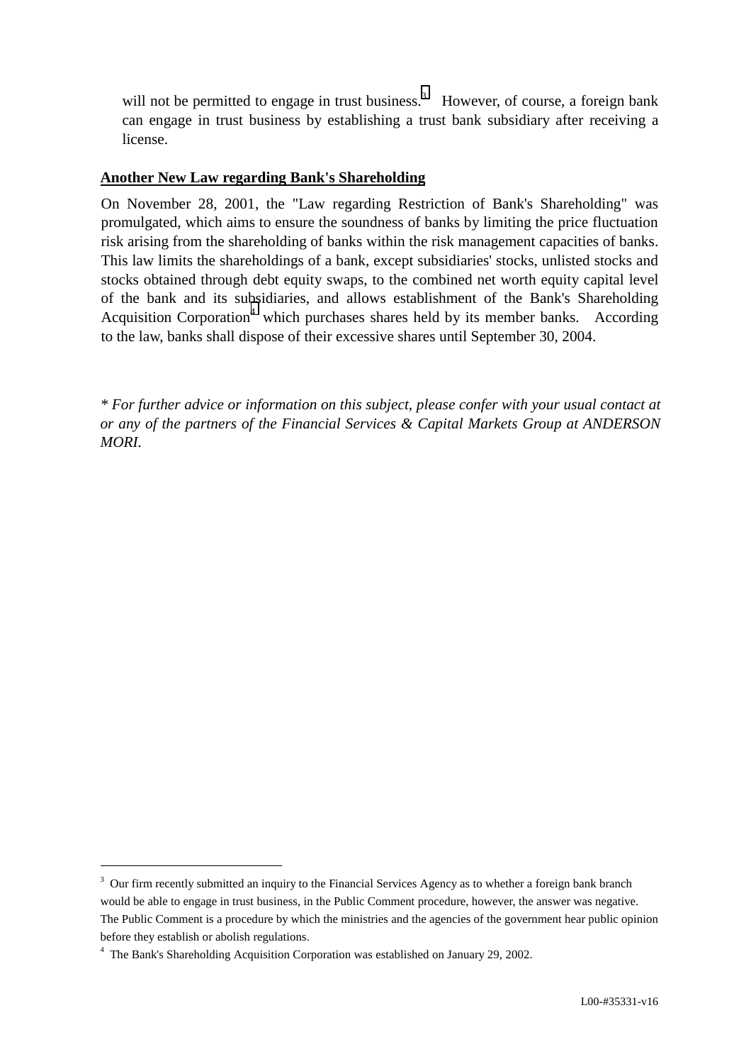will not be permitted to engage in trust business.[3] However, of course, a foreign bank can engage in trust business by establishing a trust bank subsidiary after receiving a license.

**Another New Law regarding Bank's Shareholding**

On November 28, 2001, the "Law regarding Restriction of Bank's Shareholding" was promulgated, which aims to ensure the soundness of banks by limiting the price fluctuation risk arising from the shareholding of banks within the risk management capacities of banks. This law limits the shareholdings of a bank, except subsidiaries' stocks, unlisted stocks and stocks obtained through debt equity swaps, to the combined net worth equity capital level of the bank and its subsidiaries, and allows establishment of the Bank's Shareholding Acquisition Corporation[4] which purchases shares held by its member banks. According to the law, banks shall dispose of their excessive shares until September 30, 2004.

*\* For further advice or information on this subject, please confer with your usual contact at or any of the partners of the Financial Services & Capital Markets Group at ANDERSON MORI.*

---

[3] Our firm recently submitted an inquiry to the Financial Services Agency as to whether a foreign bank branch would be able to engage in trust business, in the Public Comment procedure, however, the answer was negative. The Public Comment is a procedure by which the ministries and the agencies of the government hear public opinion before they establish or abolish regulations.

[4] The Bank's Shareholding Acquisition Corporation was established on January 29, 2002.